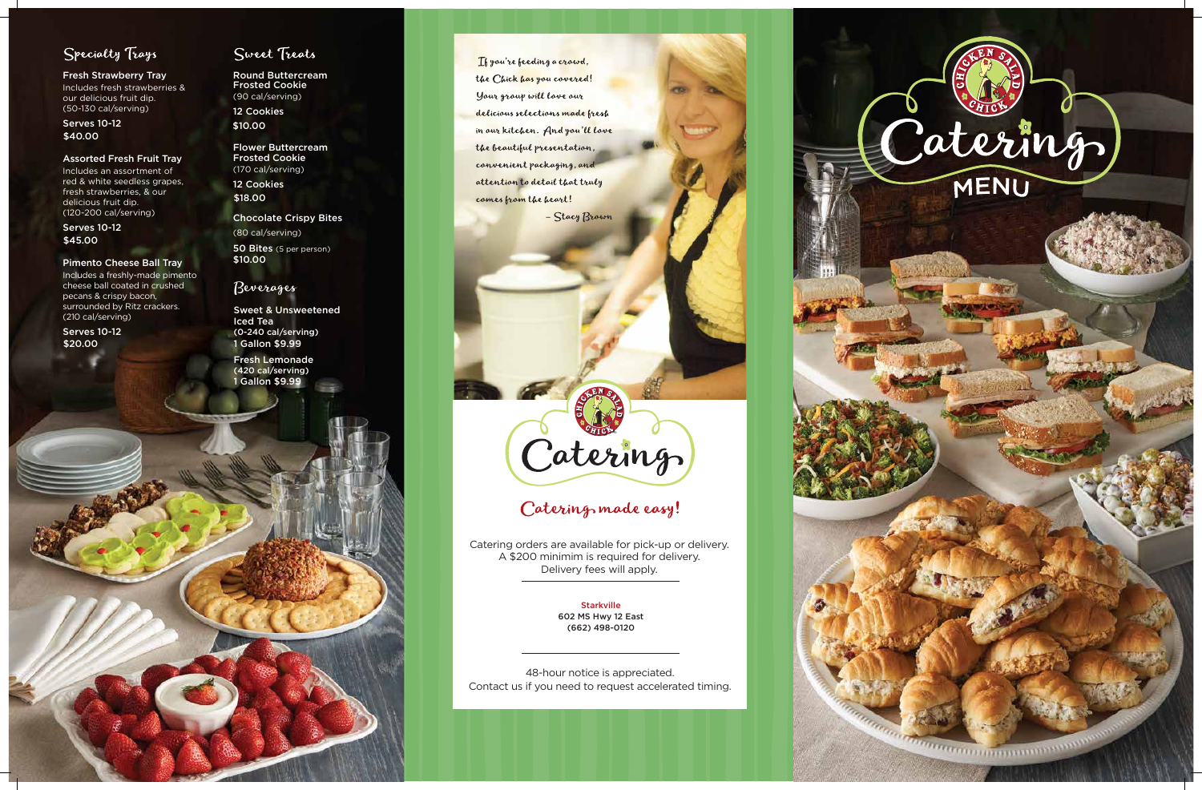## Specialty Trays

**Fresh Strawberry Tray**
Includes fresh strawberries & our delicious fruit dip.
(50-130 cal/serving)

Serves 10-12
$40.00

**Assorted Fresh Fruit Tray**
Includes an assortment of red & white seedless grapes, fresh strawberries, & our delicious fruit dip.
(120-200 cal/serving)

Serves 10-12
$45.00

**Pimento Cheese Ball Tray**
Includes a freshly-made pimento cheese ball coated in crushed pecans & crispy bacon, surrounded by Ritz crackers.
(210 cal/serving)

Serves 10-12
$20.00

## Sweet Treats

**Round Buttercream Frosted Cookie**
(90 cal/serving)

12 Cookies
$10.00

**Flower Buttercream Frosted Cookie**
(170 cal/serving)

12 Cookies
$18.00

**Chocolate Crispy Bites**
(80 cal/serving)

50 Bites (5 per person)
$10.00

## Beverages

**Sweet & Unsweetened Iced Tea**
(0-240 cal/serving)
1 Gallon $9.99

**Fresh Lemonade**
(420 cal/serving)
1 Gallon $9.99

*If you're feeding a crowd, the Chick has you covered! Your group will love our delicious selections made fresh in our kitchen. And you'll love the beautiful presentation, convenient packaging, and attention to detail that truly comes from the heart!*

*– Stacy Brown*

Chicken Salad Chick

# Catering

## Catering made easy!

Catering orders are available for pick-up or delivery. A $200 minimim is required for delivery. Delivery fees will apply.

**Starkville**
602 MS Hwy 12 East
(662) 498-0120

48-hour notice is appreciated.
Contact us if you need to request accelerated timing.

Chicken Salad Chick

# Catering MENU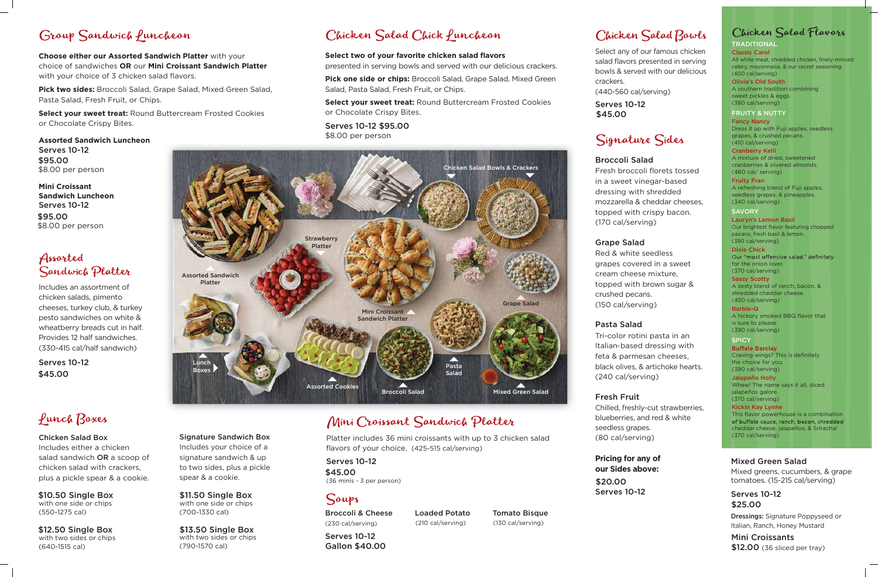## Group Sandwich Luncheon

**Choose either our Assorted Sandwich Platter** with your choice of sandwiches **OR** our **Mini Croissant Sandwich Platter** with your choice of 3 chicken salad flavors.

**Pick two sides:** Broccoli Salad, Grape Salad, Mixed Green Salad, Pasta Salad, Fresh Fruit, or Chips.

**Select your sweet treat:** Round Buttercream Frosted Cookies or Chocolate Crispy Bites.

**Assorted Sandwich Luncheon**
Serves 10-12
$95.00
$8.00 per person

**Mini Croissant Sandwich Luncheon**
Serves 10-12
$95.00
$8.00 per person

## Assorted Sandwich Platter

Includes an assortment of chicken salads, pimento cheeses, turkey club, & turkey pesto sandwiches on white & wheatberry breads cut in half. Provides 12 half sandwiches. (330-415 cal/half sandwich)

Serves 10-12
$45.00

## Chicken Salad Chick Luncheon

**Select two of your favorite chicken salad flavors** presented in serving bowls and served with our delicious crackers.

**Pick one side or chips:** Broccoli Salad, Grape Salad, Mixed Green Salad, Pasta Salad, Fresh Fruit, or Chips.

**Select your sweet treat:** Round Buttercream Frosted Cookies or Chocolate Crispy Bites.

Serves 10-12 $95.00
$8.00 per person

Chicken Salad Bowls & Crackers
Strawberry Platter
Assorted Sandwich Platter
Mini Croissant Sandwich Platter
Grape Salad
Lunch Boxes
Pasta Salad
Assorted Cookies
Broccoli Salad
Mixed Green Salad

## Lunch Boxes

**Chicken Salad Box**
Includes either a chicken salad sandwich **OR** a scoop of chicken salad with crackers, plus a pickle spear & a cookie.

**$10.50 Single Box**
with one side or chips
(550-1275 cal)

**$12.50 Single Box**
with two sides or chips
(640-1515 cal)

**Signature Sandwich Box**
Includes your choice of a signature sandwich & up to two sides, plus a pickle spear & a cookie.

**$11.50 Single Box**
with one side or chips
(700-1330 cal)

**$13.50 Single Box**
with two sides or chips
(790-1570 cal)

## Mini Croissant Sandwich Platter

Platter includes 36 mini croissants with up to 3 chicken salad flavors of your choice. (425-515 cal/serving)

Serves 10-12
$45.00
(36 minis - 3 per person)

## Soups

**Broccoli & Cheese** (230 cal/serving)
**Loaded Potato** (210 cal/serving)
**Tomato Bisque** (130 cal/serving)

Serves 10-12
Gallon $40.00

## Chicken Salad Bowls

Select any of our famous chicken salad flavors presented in serving bowls & served with our delicious crackers.
(440-560 cal/serving)

Serves 10-12
$45.00

## Signature Sides

**Broccoli Salad**
Fresh broccoli florets tossed in a sweet vinegar-based dressing with shredded mozzarella & cheddar cheeses, topped with crispy bacon. (170 cal/serving)

**Grape Salad**
Red & white seedless grapes covered in a sweet cream cheese mixture, topped with brown sugar & crushed pecans. (150 cal/serving)

**Pasta Salad**
Tri-color rotini pasta in an Italian-based dressing with feta & parmesan cheeses, black olives, & artichoke hearts. (240 cal/serving)

**Fresh Fruit**
Chilled, freshly-cut strawberries, blueberries, and red & white seedless grapes. (80 cal/serving)

**Pricing for any of our Sides above:**
$20.00
Serves 10-12

## Chicken Salad Flavors

### TRADITIONAL

**Classic Carol**
All white meat, shredded chicken, finely-minced celery, mayonnaise, & our secret seasoning. (400 cal/serving)

**Olivia's Old South**
A southern tradition combining sweet pickles & eggs. (380 cal/serving)

### FRUITY & NUTTY

**Fancy Nancy**
Dress it up with Fuji apples, seedless grapes, & crushed pecans. (410 cal/serving)

**Cranberry Kelli**
A mixture of dried, sweetened cranberries & slivered almonds. (460 cal/ serving)

**Fruity Fran**
A refreshing blend of Fuji apples, seedless grapes, & pineapples. (340 cal/serving)

### SAVORY

**Lauryn's Lemon Basil**
Our brightest flavor featuring chopped pecans, fresh basil & lemon. (390 cal/serving)

**Dixie Chick**
Our "most offensive salad," definitely for the onion lover. (370 cal/serving)

**Sassy Scotty**
A zesty blend of ranch, bacon, & shredded cheddar cheese. (450 cal/serving)

**Barbie-Q**
A hickory smoked BBQ flavor that is sure to please. (390 cal/serving)

### SPICY

**Buffalo Barclay**
Craving wings? This is definitely the choice for you. (390 cal/serving)

**Jalapeño Holly**
Whew! The name says it all, diced jalapeños galore. (370 cal/serving)

**Kickin Kay Lynne**
This flavor powerhouse is a combination of buffalo sauce, ranch, bacon, shredded cheddar cheese, jalapeños, & Sriracha! (370 cal/serving)

**Mixed Green Salad**
Mixed greens, cucumbers, & grape tomatoes. (15-215 cal/serving)

Serves 10-12
$25.00

**Dressings:** Signature Poppyseed or Italian, Ranch, Honey Mustard

**Mini Croissants**
$12.00 (36 sliced per tray)